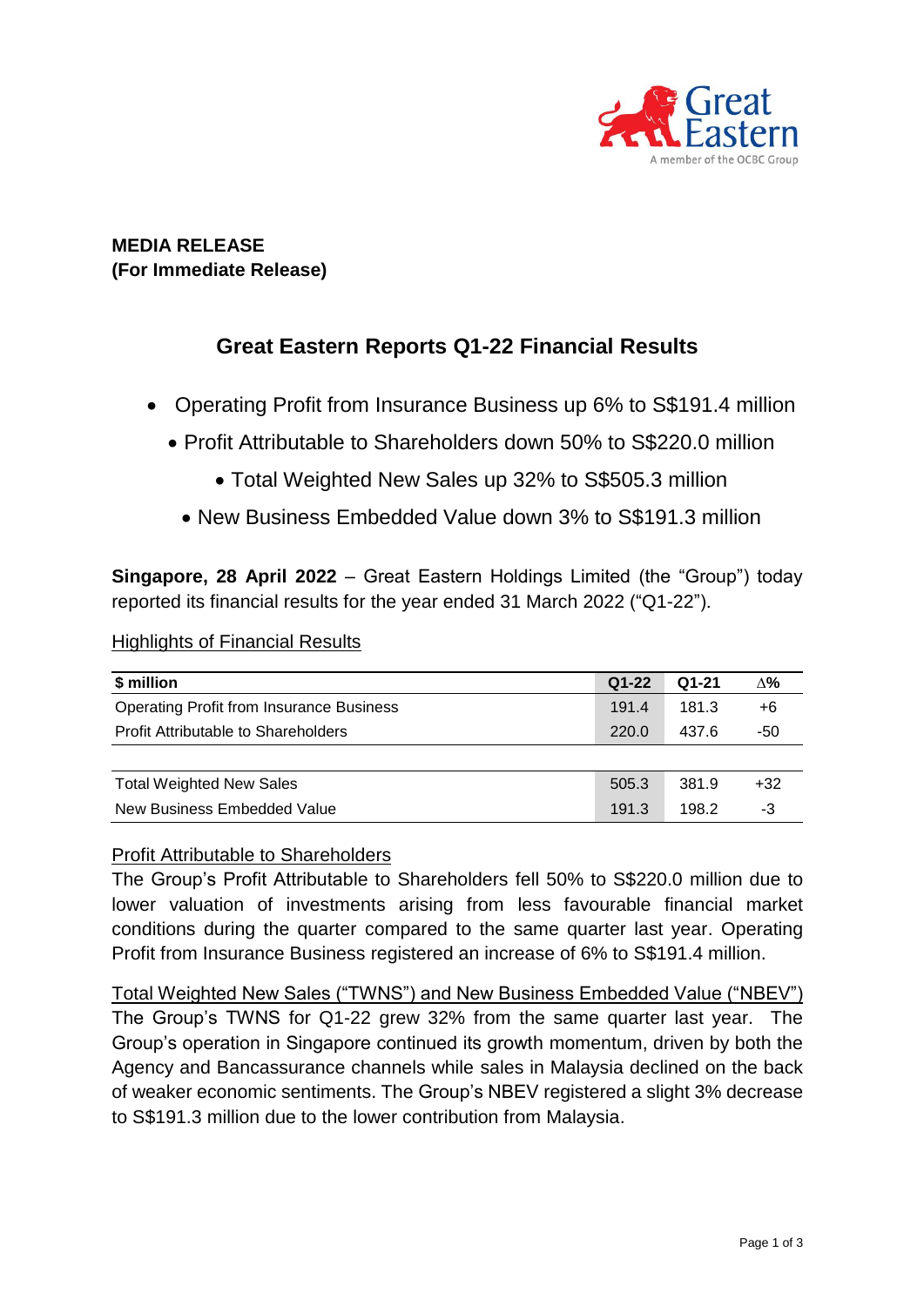**MEDIA RELEASE**
**(For Immediate Release)**

# Great Eastern Reports Q1-22 Financial Results

- Operating Profit from Insurance Business up 6% to S$191.4 million
- Profit Attributable to Shareholders down 50% to S$220.0 million
- Total Weighted New Sales up 32% to S$505.3 million
- New Business Embedded Value down 3% to S$191.3 million

**Singapore, 28 April 2022** – Great Eastern Holdings Limited (the "Group") today reported its financial results for the year ended 31 March 2022 ("Q1-22").

Highlights of Financial Results

| $ million | Q1-22 | Q1-21 | ∆% |
|---|---|---|---|
| Operating Profit from Insurance Business | 191.4 | 181.3 | +6 |
| Profit Attributable to Shareholders | 220.0 | 437.6 | -50 |
| | | | |
| Total Weighted New Sales | 505.3 | 381.9 | +32 |
| New Business Embedded Value | 191.3 | 198.2 | -3 |

Profit Attributable to Shareholders

The Group's Profit Attributable to Shareholders fell 50% to S$220.0 million due to lower valuation of investments arising from less favourable financial market conditions during the quarter compared to the same quarter last year. Operating Profit from Insurance Business registered an increase of 6% to S$191.4 million.

Total Weighted New Sales ("TWNS") and New Business Embedded Value ("NBEV")

The Group's TWNS for Q1-22 grew 32% from the same quarter last year. The Group's operation in Singapore continued its growth momentum, driven by both the Agency and Bancassurance channels while sales in Malaysia declined on the back of weaker economic sentiments. The Group's NBEV registered a slight 3% decrease to S$191.3 million due to the lower contribution from Malaysia.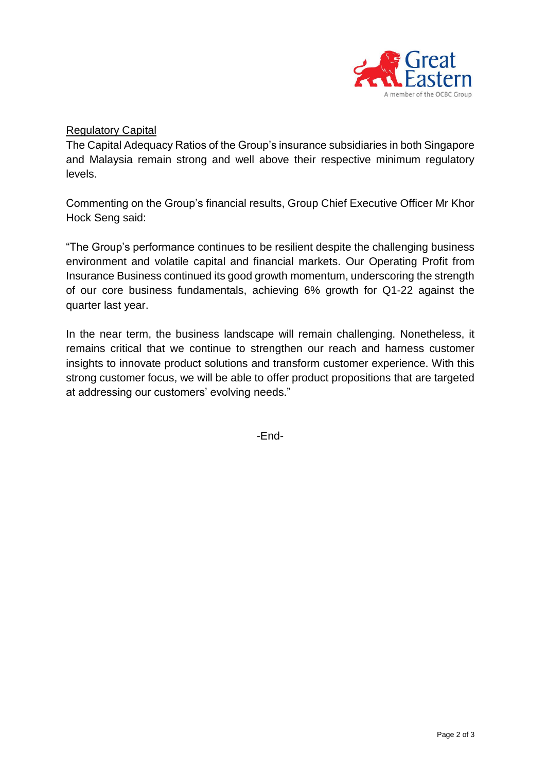<u>Regulatory Capital</u>

The Capital Adequacy Ratios of the Group's insurance subsidiaries in both Singapore and Malaysia remain strong and well above their respective minimum regulatory levels.

Commenting on the Group's financial results, Group Chief Executive Officer Mr Khor Hock Seng said:

"The Group's performance continues to be resilient despite the challenging business environment and volatile capital and financial markets. Our Operating Profit from Insurance Business continued its good growth momentum, underscoring the strength of our core business fundamentals, achieving 6% growth for Q1-22 against the quarter last year.

In the near term, the business landscape will remain challenging. Nonetheless, it remains critical that we continue to strengthen our reach and harness customer insights to innovate product solutions and transform customer experience. With this strong customer focus, we will be able to offer product propositions that are targeted at addressing our customers' evolving needs."

-End-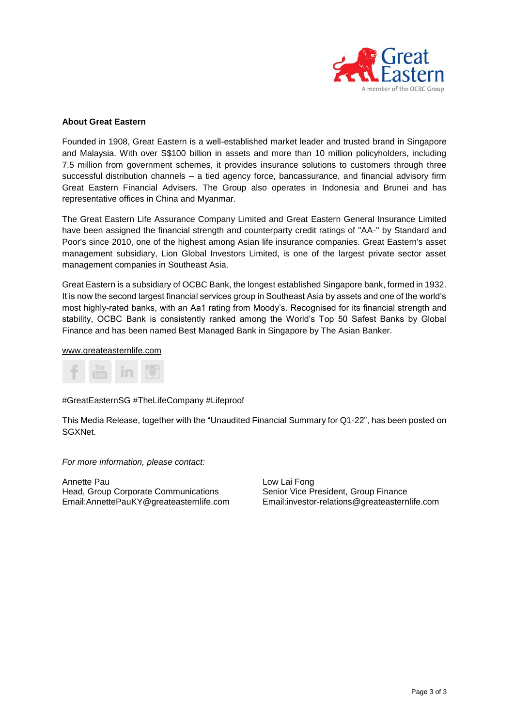**About Great Eastern**

Founded in 1908, Great Eastern is a well-established market leader and trusted brand in Singapore and Malaysia. With over S$100 billion in assets and more than 10 million policyholders, including 7.5 million from government schemes, it provides insurance solutions to customers through three successful distribution channels – a tied agency force, bancassurance, and financial advisory firm Great Eastern Financial Advisers. The Group also operates in Indonesia and Brunei and has representative offices in China and Myanmar.

The Great Eastern Life Assurance Company Limited and Great Eastern General Insurance Limited have been assigned the financial strength and counterparty credit ratings of "AA-" by Standard and Poor's since 2010, one of the highest among Asian life insurance companies. Great Eastern's asset management subsidiary, Lion Global Investors Limited, is one of the largest private sector asset management companies in Southeast Asia.

Great Eastern is a subsidiary of OCBC Bank, the longest established Singapore bank, formed in 1932. It is now the second largest financial services group in Southeast Asia by assets and one of the world's most highly-rated banks, with an Aa1 rating from Moody's. Recognised for its financial strength and stability, OCBC Bank is consistently ranked among the World's Top 50 Safest Banks by Global Finance and has been named Best Managed Bank in Singapore by The Asian Banker.

www.greateasternlife.com

#GreatEasternSG #TheLifeCompany #Lifeproof

This Media Release, together with the "Unaudited Financial Summary for Q1-22", has been posted on SGXNet.

*For more information, please contact:*

Annette Pau
Head, Group Corporate Communications
Email:AnnettePauKY@greateasternlife.com

Low Lai Fong
Senior Vice President, Group Finance
Email:investor-relations@greateasternlife.com